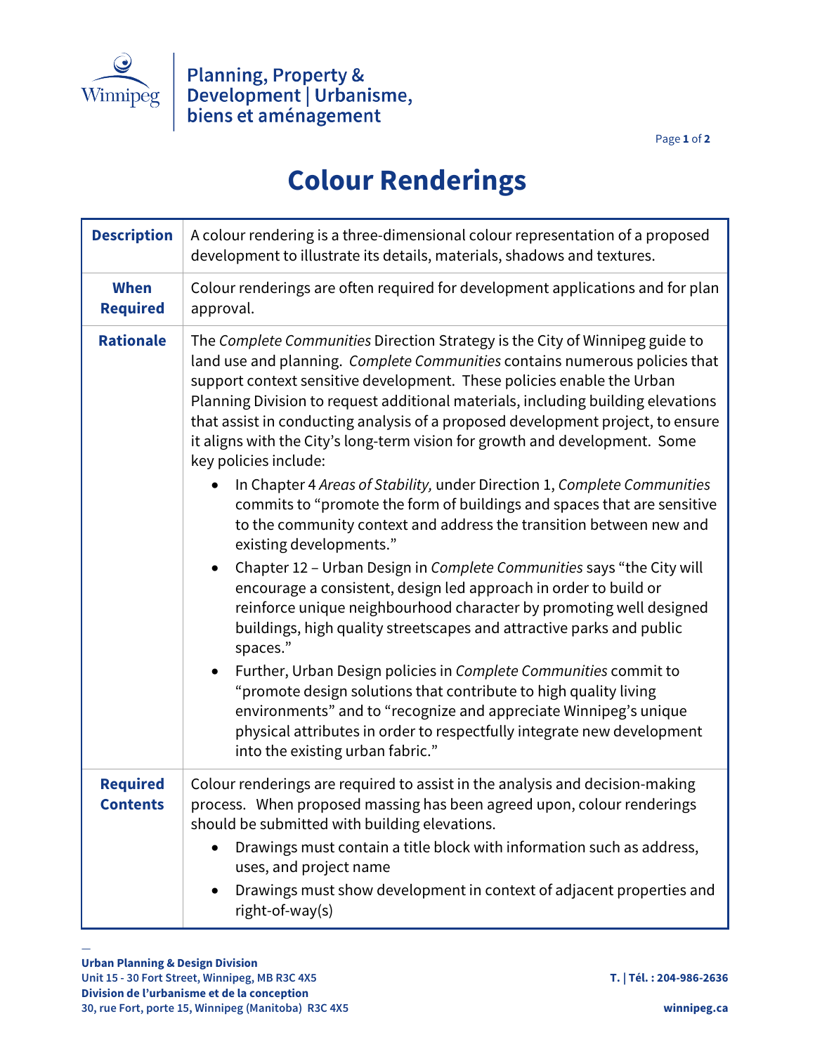Planning, Property & Development | Urbanisme, biens et aménagement

# Colour Renderings

| | |
|---|---|
| **Description** | A colour rendering is a three-dimensional colour representation of a proposed development to illustrate its details, materials, shadows and textures. |
| **When Required** | Colour renderings are often required for development applications and for plan approval. |
| **Rationale** | The *Complete Communities* Direction Strategy is the City of Winnipeg guide to land use and planning. *Complete Communities* contains numerous policies that support context sensitive development. These policies enable the Urban Planning Division to request additional materials, including building elevations that assist in conducting analysis of a proposed development project, to ensure it aligns with the City's long-term vision for growth and development. Some key policies include:<br>• In Chapter 4 *Areas of Stability,* under Direction 1, *Complete Communities* commits to "promote the form of buildings and spaces that are sensitive to the community context and address the transition between new and existing developments."<br>• Chapter 12 – Urban Design in *Complete Communities* says "the City will encourage a consistent, design led approach in order to build or reinforce unique neighbourhood character by promoting well designed buildings, high quality streetscapes and attractive parks and public spaces."<br>• Further, Urban Design policies in *Complete Communities* commit to "promote design solutions that contribute to high quality living environments" and to "recognize and appreciate Winnipeg's unique physical attributes in order to respectfully integrate new development into the existing urban fabric." |
| **Required Contents** | Colour renderings are required to assist in the analysis and decision-making process. When proposed massing has been agreed upon, colour renderings should be submitted with building elevations.<br>• Drawings must contain a title block with information such as address, uses, and project name<br>• Drawings must show development in context of adjacent properties and right-of-way(s) |

**Urban Planning & Design Division**
Unit 15 - 30 Fort Street, Winnipeg, MB R3C 4X5
**Division de l'urbanisme et de la conception**
30, rue Fort, porte 15, Winnipeg (Manitoba) R3C 4X5

T. | Tél. : 204-986-2636
winnipeg.ca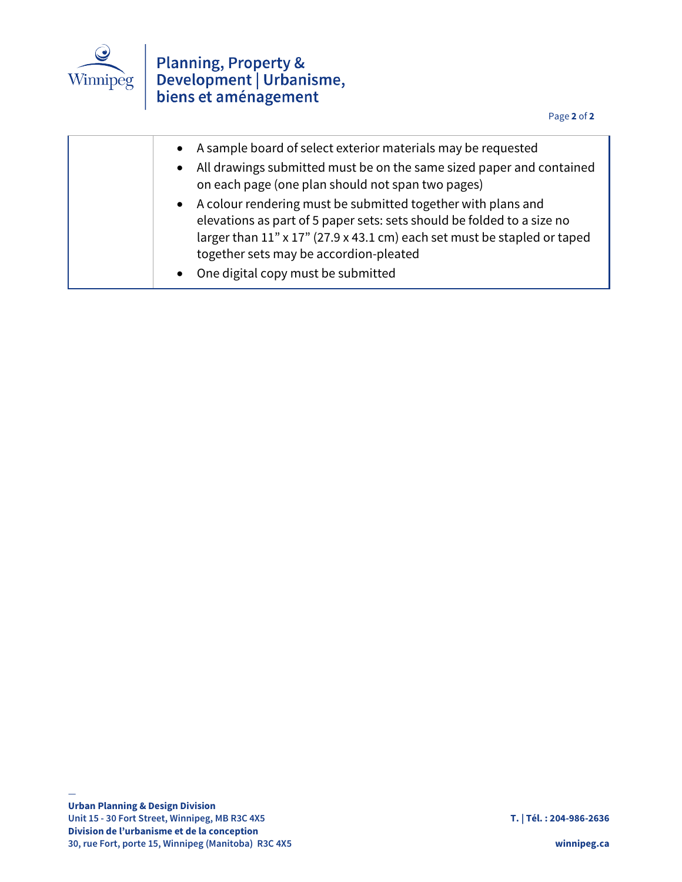| | |
|---|---|
| | • A sample board of select exterior materials may be requested<br>• All drawings submitted must be on the same sized paper and contained on each page (one plan should not span two pages)<br>• A colour rendering must be submitted together with plans and elevations as part of 5 paper sets: sets should be folded to a size no larger than 11" x 17" (27.9 x 43.1 cm) each set must be stapled or taped together sets may be accordion-pleated<br>• One digital copy must be submitted |